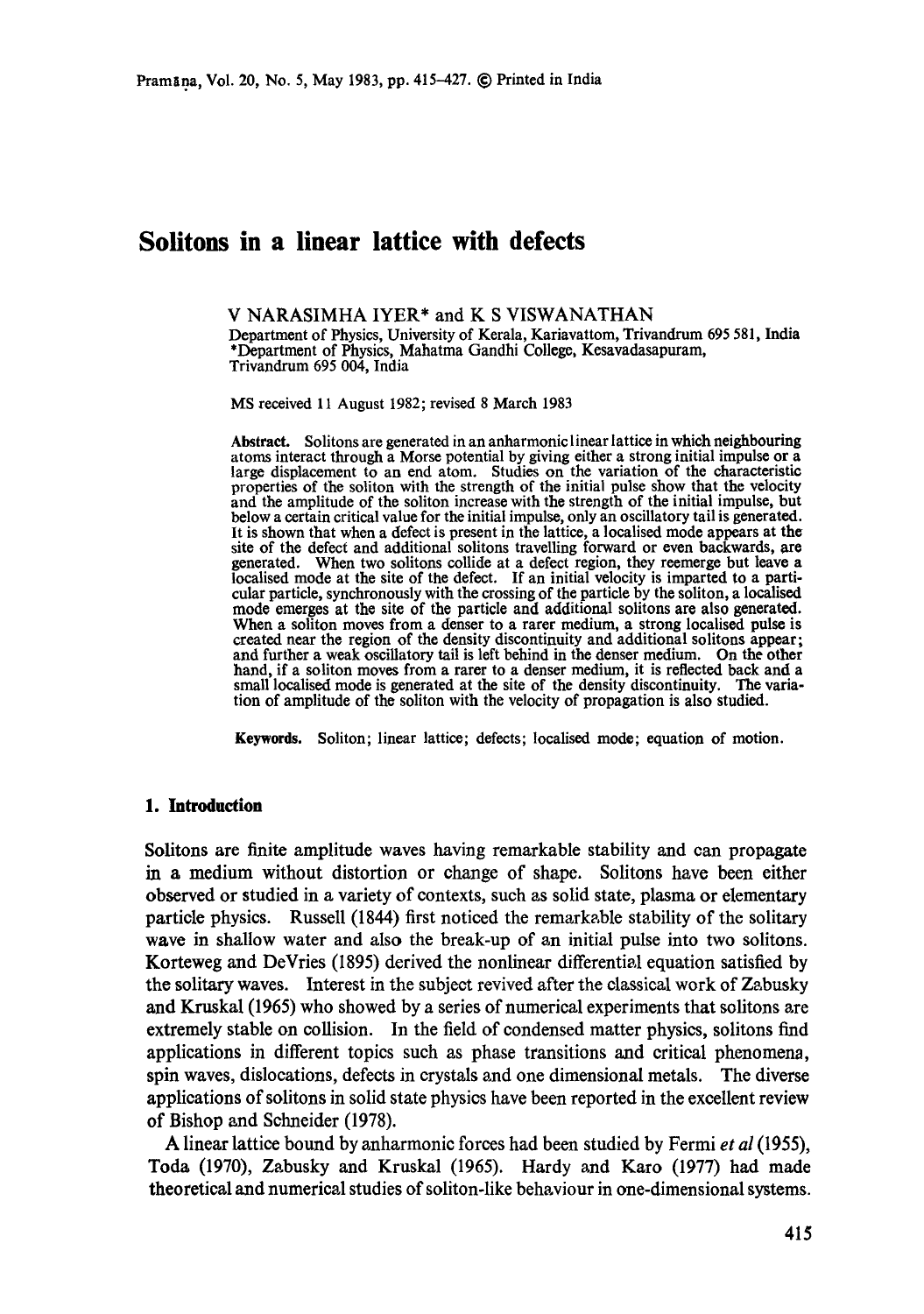# Solitons in a linear lattice with defects

V NARASIMHA IYER* and K S VISWANATHAN

Department of Physics, University of Kerala, Kariavattom, Trivandrum 695 581, India
*Department of Physics, Mahatma Gandhi College, Kesavadasapuram, Trivandrum 695 004, India

MS received 11 August 1982; revised 8 March 1983

**Abstract.** Solitons are generated in an anharmonic linear lattice in which neighbouring atoms interact through a Morse potential by giving either a strong initial impulse or a large displacement to an end atom. Studies on the variation of the characteristic properties of the soliton with the strength of the initial pulse show that the velocity and the amplitude of the soliton increase with the strength of the initial impulse, but below a certain critical value for the initial impulse, only an oscillatory tail is generated. It is shown that when a defect is present in the lattice, a localised mode appears at the site of the defect and additional solitons travelling forward or even backwards, are generated. When two solitons collide at a defect region, they reemerge but leave a localised mode at the site of the defect. If an initial velocity is imparted to a particular particle, synchronously with the crossing of the particle by the soliton, a localised mode emerges at the site of the particle and additional solitons are also generated. When a soliton moves from a denser to a rarer medium, a strong localised pulse is created near the region of the density discontinuity and additional solitons appear; and further a weak oscillatory tail is left behind in the denser medium. On the other hand, if a soliton moves from a rarer to a denser medium, it is reflected back and a small localised mode is generated at the site of the density discontinuity. The variation of amplitude of the soliton with the velocity of propagation is also studied.

**Keywords.** Soliton; linear lattice; defects; localised mode; equation of motion.

## 1. Introduction

Solitons are finite amplitude waves having remarkable stability and can propagate in a medium without distortion or change of shape. Solitons have been either observed or studied in a variety of contexts, such as solid state, plasma or elementary particle physics. Russell (1844) first noticed the remarkable stability of the solitary wave in shallow water and also the break-up of an initial pulse into two solitons. Korteweg and DeVries (1895) derived the nonlinear differential equation satisfied by the solitary waves. Interest in the subject revived after the classical work of Zabusky and Kruskal (1965) who showed by a series of numerical experiments that solitons are extremely stable on collision. In the field of condensed matter physics, solitons find applications in different topics such as phase transitions and critical phenomena, spin waves, dislocations, defects in crystals and one dimensional metals. The diverse applications of solitons in solid state physics have been reported in the excellent review of Bishop and Schneider (1978).

A linear lattice bound by anharmonic forces had been studied by Fermi *et al* (1955), Toda (1970), Zabusky and Kruskal (1965). Hardy and Karo (1977) had made theoretical and numerical studies of soliton-like behaviour in one-dimensional systems.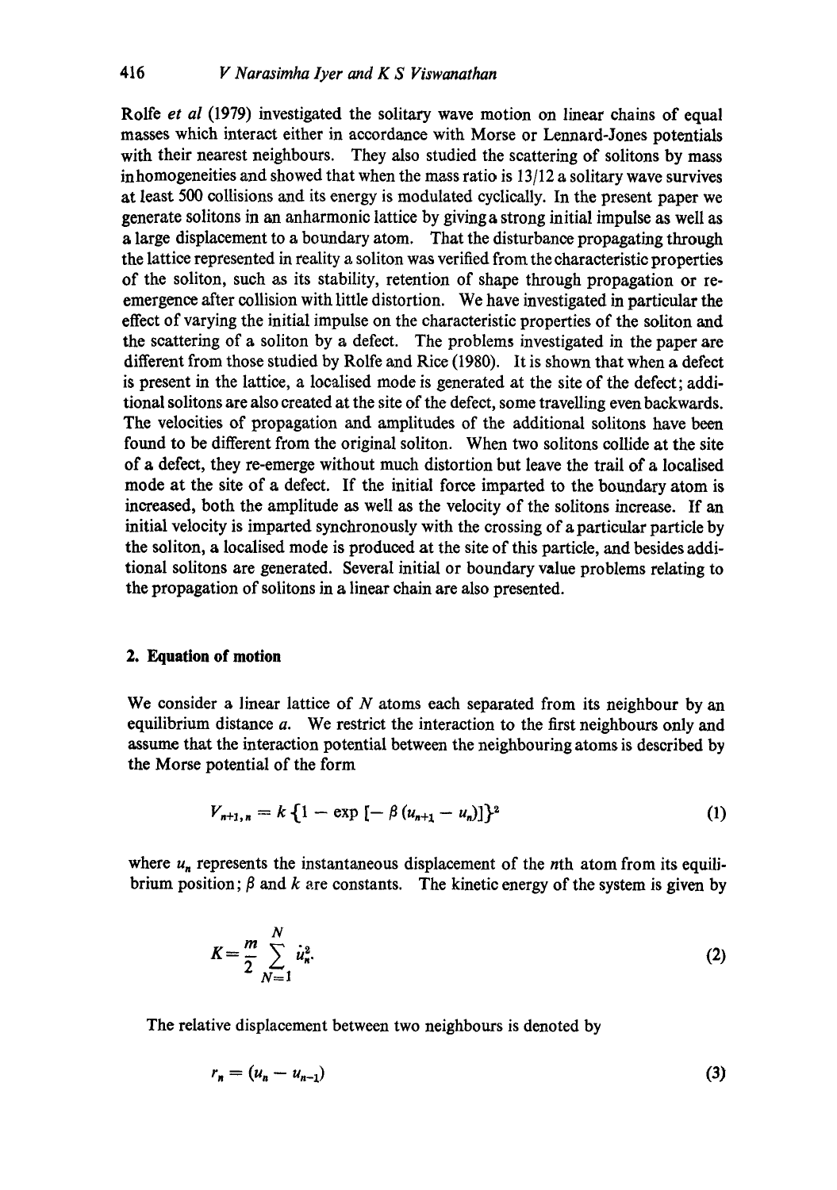Rolfe *et al* (1979) investigated the solitary wave motion on linear chains of equal masses which interact either in accordance with Morse or Lennard-Jones potentials with their nearest neighbours. They also studied the scattering of solitons by mass inhomogeneities and showed that when the mass ratio is 13/12 a solitary wave survives at least 500 collisions and its energy is modulated cyclically. In the present paper we generate solitons in an anharmonic lattice by giving a strong initial impulse as well as a large displacement to a boundary atom. That the disturbance propagating through the lattice represented in reality a soliton was verified from the characteristic properties of the soliton, such as its stability, retention of shape through propagation or re-emergence after collision with little distortion. We have investigated in particular the effect of varying the initial impulse on the characteristic properties of the soliton and the scattering of a soliton by a defect. The problems investigated in the paper are different from those studied by Rolfe and Rice (1980). It is shown that when a defect is present in the lattice, a localised mode is generated at the site of the defect; additional solitons are also created at the site of the defect, some travelling even backwards. The velocities of propagation and amplitudes of the additional solitons have been found to be different from the original soliton. When two solitons collide at the site of a defect, they re-emerge without much distortion but leave the trail of a localised mode at the site of a defect. If the initial force imparted to the boundary atom is increased, both the amplitude as well as the velocity of the solitons increase. If an initial velocity is imparted synchronously with the crossing of a particular particle by the soliton, a localised mode is produced at the site of this particle, and besides additional solitons are generated. Several initial or boundary value problems relating to the propagation of solitons in a linear chain are also presented.

## 2. Equation of motion

We consider a linear lattice of $N$ atoms each separated from its neighbour by an equilibrium distance $a$. We restrict the interaction to the first neighbours only and assume that the interaction potential between the neighbouring atoms is described by the Morse potential of the form

$$V_{n+1,n} = k\{1 - \exp[-\beta(u_{n+1} - u_n)]\}^2 \tag{1}$$

where $u_n$ represents the instantaneous displacement of the $n$th atom from its equilibrium position; $\beta$ and $k$ are constants. The kinetic energy of the system is given by

$$K = \frac{m}{2} \sum_{N=1}^{N} \dot{u}_n^2. \tag{2}$$

The relative displacement between two neighbours is denoted by

$$r_n = (u_n - u_{n-1}) \tag{3}$$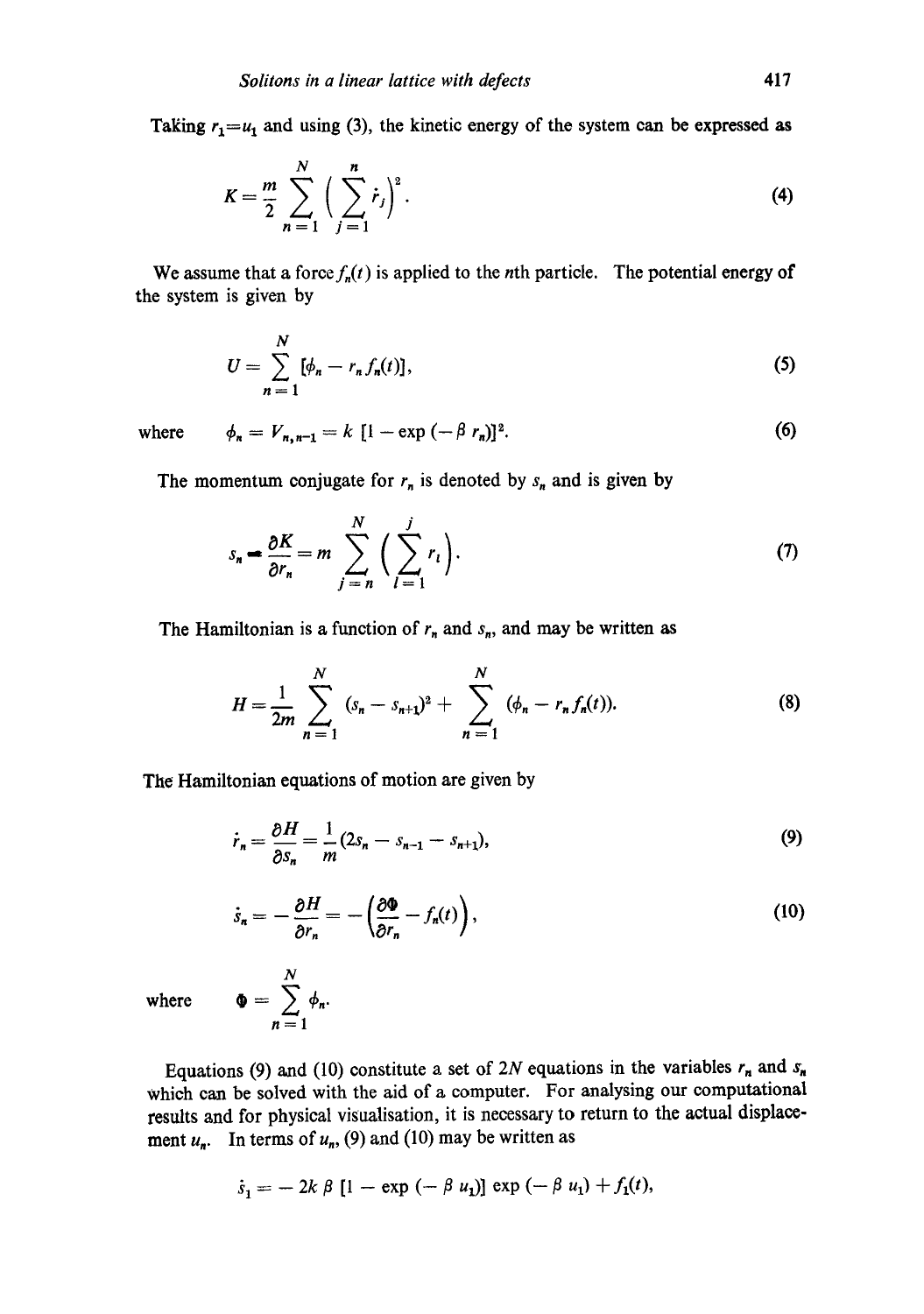Taking $r_1 = u_1$ and using (3), the kinetic energy of the system can be expressed as

$$K = \frac{m}{2} \sum_{n=1}^{N} \left( \sum_{j=1}^{n} \dot{r}_j \right)^2. \tag{4}$$

We assume that a force $f_n(t)$ is applied to the $n$th particle. The potential energy of the system is given by

$$U = \sum_{n=1}^{N} [\phi_n - r_n f_n(t)], \tag{5}$$

where $\quad \phi_n = V_{n,n-1} = k\,[1 - \exp(-\beta\, r_n)]^2. \tag{6}$

The momentum conjugate for $r_n$ is denoted by $s_n$ and is given by

$$s_n = \frac{\partial K}{\partial r_n} = m \sum_{j=n}^{N} \left( \sum_{l=1}^{j} r_l \right). \tag{7}$$

The Hamiltonian is a function of $r_n$ and $s_n$, and may be written as

$$H = \frac{1}{2m} \sum_{n=1}^{N} (s_n - s_{n+1})^2 + \sum_{n=1}^{N} (\phi_n - r_n f_n(t)). \tag{8}$$

The Hamiltonian equations of motion are given by

$$\dot{r}_n = \frac{\partial H}{\partial s_n} = \frac{1}{m}(2s_n - s_{n-1} - s_{n+1}), \tag{9}$$

$$\dot{s}_n = -\frac{\partial H}{\partial r_n} = -\left( \frac{\partial \Phi}{\partial r_n} - f_n(t) \right), \tag{10}$$

where $\quad \Phi = \sum_{n=1}^{N} \phi_n.$

Equations (9) and (10) constitute a set of $2N$ equations in the variables $r_n$ and $s_n$ which can be solved with the aid of a computer. For analysing our computational results and for physical visualisation, it is necessary to return to the actual displacement $u_n$. In terms of $u_n$, (9) and (10) may be written as

$$\dot{s}_1 = -2k\,\beta\,[1 - \exp(-\beta\, u_1)]\,\exp(-\beta\, u_1) + f_1(t),$$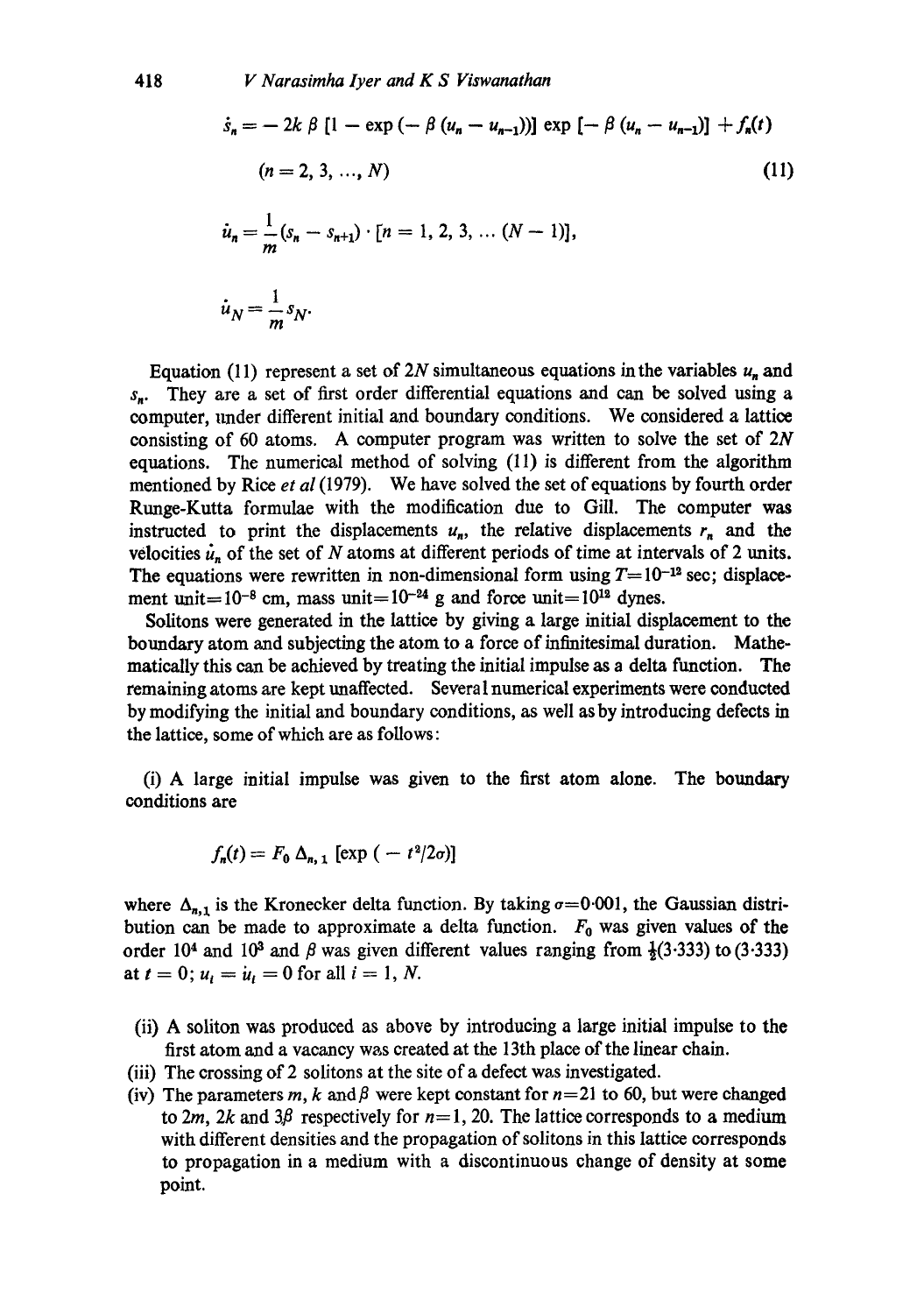$$\dot{s}_n = -2k\,\beta\,[1 - \exp(-\beta\,(u_n - u_{n-1}))]\,\exp[-\beta\,(u_n - u_{n-1})] + f_n(t)$$

$$(n = 2, 3, \ldots, N) \tag{11}$$

$$\dot{u}_n = \frac{1}{m}(s_n - s_{n+1}) \cdot [n = 1, 2, 3, \ldots (N-1)],$$

$$\dot{u}_N = \frac{1}{m} s_N.$$

Equation (11) represent a set of $2N$ simultaneous equations in the variables $u_n$ and $s_n$. They are a set of first order differential equations and can be solved using a computer, under different initial and boundary conditions. We considered a lattice consisting of 60 atoms. A computer program was written to solve the set of $2N$ equations. The numerical method of solving (11) is different from the algorithm mentioned by Rice *et al* (1979). We have solved the set of equations by fourth order Runge-Kutta formulae with the modification due to Gill. The computer was instructed to print the displacements $u_n$, the relative displacements $r_n$ and the velocities $\dot{u}_n$ of the set of $N$ atoms at different periods of time at intervals of 2 units. The equations were rewritten in non-dimensional form using $T = 10^{-12}$ sec; displacement unit $= 10^{-8}$ cm, mass unit $= 10^{-24}$ g and force unit $= 10^{12}$ dynes.

Solitons were generated in the lattice by giving a large initial displacement to the boundary atom and subjecting the atom to a force of infinitesimal duration. Mathematically this can be achieved by treating the initial impulse as a delta function. The remaining atoms are kept unaffected. Several numerical experiments were conducted by modifying the initial and boundary conditions, as well as by introducing defects in the lattice, some of which are as follows:

(i) A large initial impulse was given to the first atom alone. The boundary conditions are

$$f_n(t) = F_0\,\Delta_{n,1}\,[\exp(-t^2/2\sigma)]$$

where $\Delta_{n,1}$ is the Kronecker delta function. By taking $\sigma = 0{\cdot}001$, the Gaussian distribution can be made to approximate a delta function. $F_0$ was given values of the order $10^4$ and $10^3$ and $\beta$ was given different values ranging from $\frac{1}{2}(3{\cdot}333)$ to $(3{\cdot}333)$ at $t = 0$; $u_i = \dot{u}_i = 0$ for all $i = 1, N$.

(ii) A soliton was produced as above by introducing a large initial impulse to the first atom and a vacancy was created at the 13th place of the linear chain.

(iii) The crossing of 2 solitons at the site of a defect was investigated.

(iv) The parameters $m$, $k$ and $\beta$ were kept constant for $n = 21$ to 60, but were changed to $2m$, $2k$ and $3\beta$ respectively for $n = 1, 20$. The lattice corresponds to a medium with different densities and the propagation of solitons in this lattice corresponds to propagation in a medium with a discontinuous change of density at some point.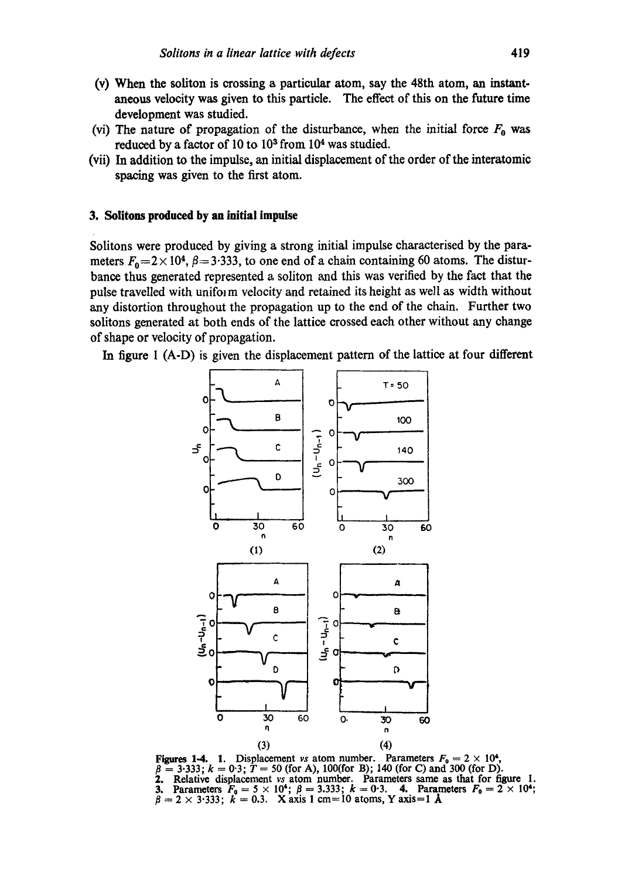(v) When the soliton is crossing a particular atom, say the 48th atom, an instantaneous velocity was given to this particle. The effect of this on the future time development was studied.

(vi) The nature of propagation of the disturbance, when the initial force $F_0$ was reduced by a factor of 10 to $10^3$ from $10^4$ was studied.

(vii) In addition to the impulse, an initial displacement of the order of the interatomic spacing was given to the first atom.

## 3. Solitons produced by an initial impulse

Solitons were produced by giving a strong initial impulse characterised by the parameters $F_0 = 2 \times 10^4$, $\beta = 3{\cdot}333$, to one end of a chain containing 60 atoms. The disturbance thus generated represented a soliton and this was verified by the fact that the pulse travelled with uniform velocity and retained its height as well as width without any distortion throughout the propagation up to the end of the chain. Further two solitons generated at both ends of the lattice crossed each other without any change of shape or velocity of propagation.

In figure 1 (A-D) is given the displacement pattern of the lattice at four different

**Figures 1-4.** 1. Displacement *vs* atom number. Parameters $F_0 = 2 \times 10^4$, $\beta = 3{\cdot}333$; $k = 0{\cdot}3$; $T = 50$ (for A), 100(for B); 140 (for C) and 300 (for D). 2. Relative displacement *vs* atom number. Parameters same as that for figure 1. 3. Parameters $F_0 = 5 \times 10^4$; $\beta = 3.333$; $k = 0{\cdot}3$. 4. Parameters $F_0 = 2 \times 10^4$; $\beta = 2 \times 3{\cdot}333$; $k = 0.3$. X axis 1 cm=10 atoms, Y axis=1 Å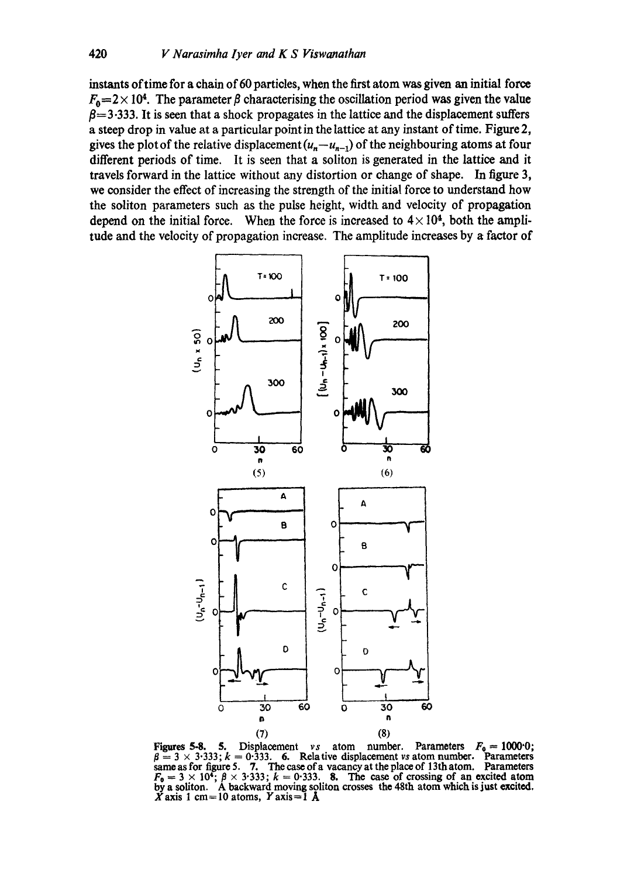instants of time for a chain of 60 particles, when the first atom was given an initial force $F_0=2\times 10^4$. The parameter $\beta$ characterising the oscillation period was given the value $\beta=3\cdot 333$. It is seen that a shock propagates in the lattice and the displacement suffers a steep drop in value at a particular point in the lattice at any instant of time. Figure 2, gives the plot of the relative displacement $(u_n-u_{n-1})$ of the neighbouring atoms at four different periods of time. It is seen that a soliton is generated in the lattice and it travels forward in the lattice without any distortion or change of shape. In figure 3, we consider the effect of increasing the strength of the initial force to understand how the soliton parameters such as the pulse height, width and velocity of propagation depend on the initial force. When the force is increased to $4\times 10^4$, both the amplitude and the velocity of propagation increase. The amplitude increases by a factor of

**Figures 5-8.** **5.** Displacement *vs* atom number. Parameters $F_0 = 1000{\cdot}0$; $\beta = 3 \times 3{\cdot}333$; $k = 0{\cdot}333$. **6.** Relative displacement *vs* atom number. Parameters same as for figure 5. **7.** The case of a vacancy at the place of 13th atom. Parameters $F_0 = 3 \times 10^4$; $\beta \times 3{\cdot}333$; $k = 0{\cdot}333$. **8.** The case of crossing of an excited atom by a soliton. A backward moving soliton crosses the 48th atom which is just excited. $X$ axis 1 cm = 10 atoms, $Y$ axis = 1 Å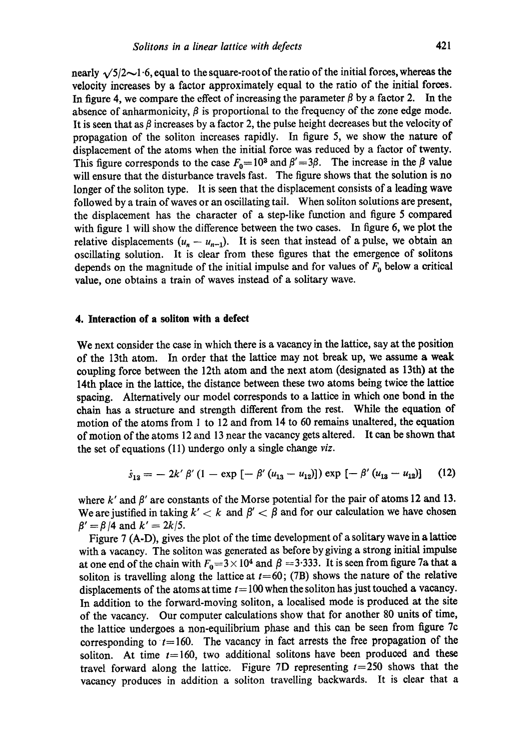nearly $\sqrt{5/2} \sim 1{\cdot}6$, equal to the square-root of the ratio of the initial forces, whereas the velocity increases by a factor approximately equal to the ratio of the initial forces. In figure 4, we compare the effect of increasing the parameter $\beta$ by a factor 2. In the absence of anharmonicity, $\beta$ is proportional to the frequency of the zone edge mode. It is seen that as $\beta$ increases by a factor 2, the pulse height decreases but the velocity of propagation of the soliton increases rapidly. In figure 5, we show the nature of displacement of the atoms when the initial force was reduced by a factor of twenty. This figure corresponds to the case $F_0 = 10^3$ and $\beta' = 3\beta$. The increase in the $\beta$ value will ensure that the disturbance travels fast. The figure shows that the solution is no longer of the soliton type. It is seen that the displacement consists of a leading wave followed by a train of waves or an oscillating tail. When soliton solutions are present, the displacement has the character of a step-like function and figure 5 compared with figure 1 will show the difference between the two cases. In figure 6, we plot the relative displacements $(u_n - u_{n-1})$. It is seen that instead of a pulse, we obtain an oscillating solution. It is clear from these figures that the emergence of solitons depends on the magnitude of the initial impulse and for values of $F_0$ below a critical value, one obtains a train of waves instead of a solitary wave.

## 4. Interaction of a soliton with a defect

We next consider the case in which there is a vacancy in the lattice, say at the position of the 13th atom. In order that the lattice may not break up, we assume a weak coupling force between the 12th atom and the next atom (designated as 13th) at the 14th place in the lattice, the distance between these two atoms being twice the lattice spacing. Alternatively our model corresponds to a lattice in which one bond in the chain has a structure and strength different from the rest. While the equation of motion of the atoms from 1 to 12 and from 14 to 60 remains unaltered, the equation of motion of the atoms 12 and 13 near the vacancy gets altered. It can be shown that the set of equations (11) undergo only a single change *viz*.

$$\dot{s}_{13} = -2k'\beta'(1 - \exp[-\beta'(u_{13} - u_{12})]) \exp[-\beta'(u_{13} - u_{12})] \quad (12)$$

where $k'$ and $\beta'$ are constants of the Morse potential for the pair of atoms 12 and 13. We are justified in taking $k' < k$ and $\beta' < \beta$ and for our calculation we have chosen $\beta' = \beta/4$ and $k' = 2k/5$.

Figure 7 (A-D), gives the plot of the time development of a solitary wave in a lattice with a vacancy. The soliton was generated as before by giving a strong initial impulse at one end of the chain with $F_0 = 3 \times 10^4$ and $\beta = 3{\cdot}333$. It is seen from figure 7a that a soliton is travelling along the lattice at $t = 60$; (7B) shows the nature of the relative displacements of the atoms at time $t = 100$ when the soliton has just touched a vacancy. In addition to the forward-moving soliton, a localised mode is produced at the site of the vacancy. Our computer calculations show that for another 80 units of time, the lattice undergoes a non-equilibrium phase and this can be seen from figure 7c corresponding to $t = 160$. The vacancy in fact arrests the free propagation of the soliton. At time $t = 160$, two additional solitons have been produced and these travel forward along the lattice. Figure 7D representing $t = 250$ shows that the vacancy produces in addition a soliton travelling backwards. It is clear that a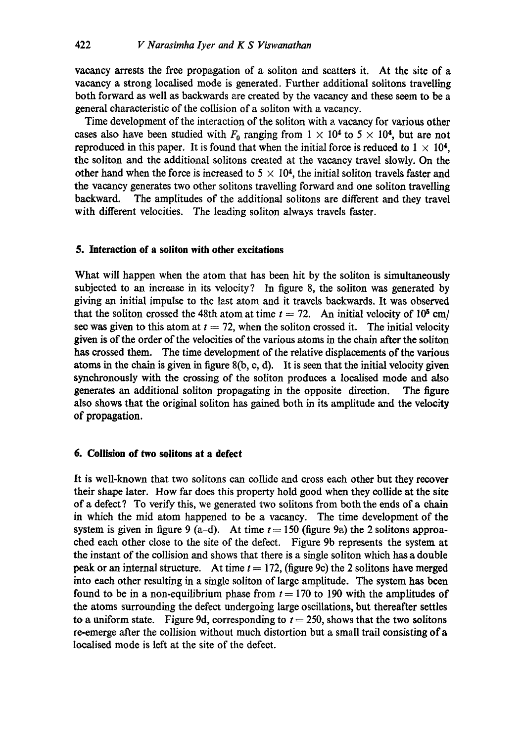vacancy arrests the free propagation of a soliton and scatters it. At the site of a vacancy a strong localised mode is generated. Further additional solitons travelling both forward as well as backwards are created by the vacancy and these seem to be a general characteristic of the collision of a soliton with a vacancy.

Time development of the interaction of the soliton with a vacancy for various other cases also have been studied with $F_0$ ranging from $1 \times 10^4$ to $5 \times 10^4$, but are not reproduced in this paper. It is found that when the initial force is reduced to $1 \times 10^4$, the soliton and the additional solitons created at the vacancy travel slowly. On the other hand when the force is increased to $5 \times 10^4$, the initial soliton travels faster and the vacancy generates two other solitons travelling forward and one soliton travelling backward. The amplitudes of the additional solitons are different and they travel with different velocities. The leading soliton always travels faster.

## 5. Interaction of a soliton with other excitations

What will happen when the atom that has been hit by the soliton is simultaneously subjected to an increase in its velocity? In figure 8, the soliton was generated by giving an initial impulse to the last atom and it travels backwards. It was observed that the soliton crossed the 48th atom at time $t = 72$. An initial velocity of $10^5$ cm/sec was given to this atom at $t = 72$, when the soliton crossed it. The initial velocity given is of the order of the velocities of the various atoms in the chain after the soliton has crossed them. The time development of the relative displacements of the various atoms in the chain is given in figure 8(b, c, d). It is seen that the initial velocity given synchronously with the crossing of the soliton produces a localised mode and also generates an additional soliton propagating in the opposite direction. The figure also shows that the original soliton has gained both in its amplitude and the velocity of propagation.

## 6. Collision of two solitons at a defect

It is well-known that two solitons can collide and cross each other but they recover their shape later. How far does this property hold good when they collide at the site of a defect? To verify this, we generated two solitons from both the ends of a chain in which the mid atom happened to be a vacancy. The time development of the system is given in figure 9 (a–d). At time $t = 150$ (figure 9a) the 2 solitons approached each other close to the site of the defect. Figure 9b represents the system at the instant of the collision and shows that there is a single soliton which has a double peak or an internal structure. At time $t = 172$, (figure 9c) the 2 solitons have merged into each other resulting in a single soliton of large amplitude. The system has been found to be in a non-equilibrium phase from $t = 170$ to 190 with the amplitudes of the atoms surrounding the defect undergoing large oscillations, but thereafter settles to a uniform state. Figure 9d, corresponding to $t = 250$, shows that the two solitons re-emerge after the collision without much distortion but a small trail consisting of a localised mode is left at the site of the defect.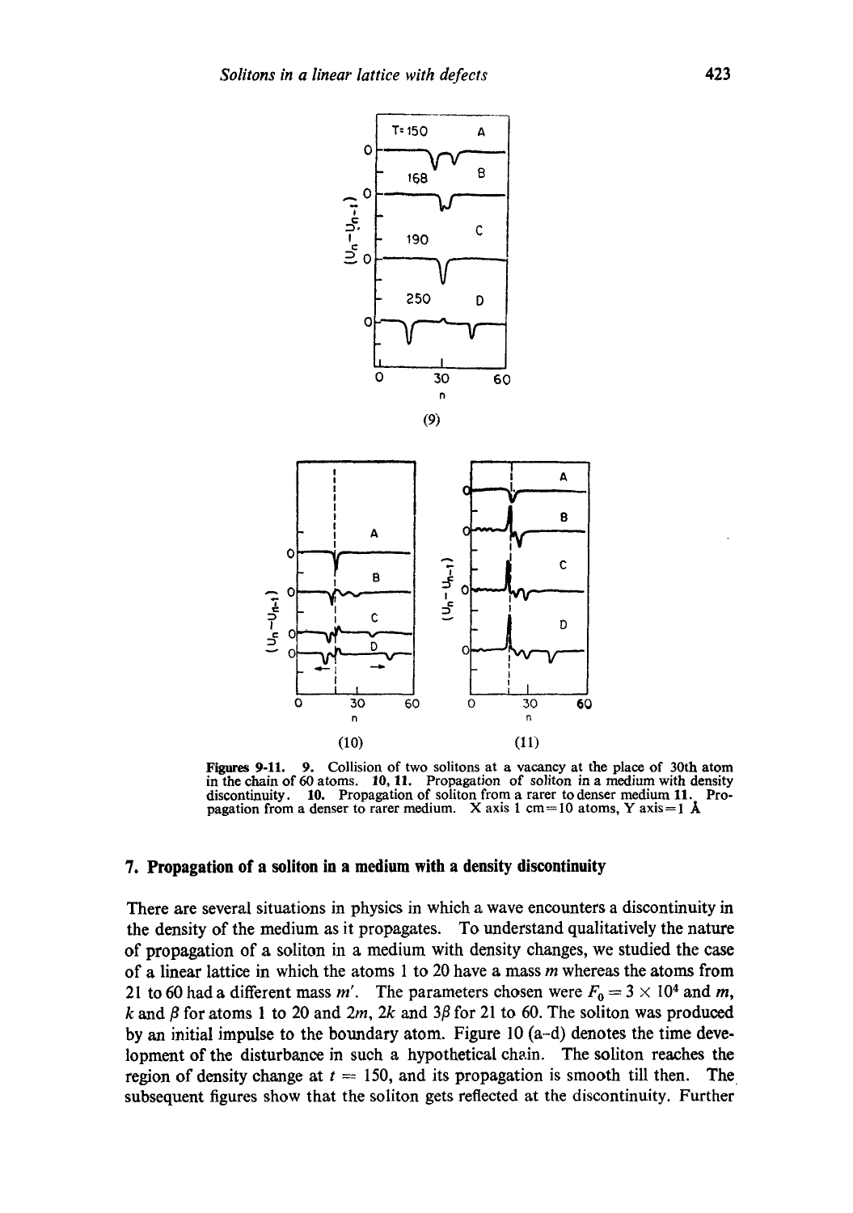**Figures 9-11.** **9.** Collision of two solitons at a vacancy at the place of 30th atom in the chain of 60 atoms. **10, 11.** Propagation of soliton in a medium with density discontinuity. **10.** Propagation of soliton from a rarer to denser medium **11.** Propagation from a denser to rarer medium. X axis 1 cm=10 atoms, Y axis=1 Å

## 7. Propagation of a soliton in a medium with a density discontinuity

There are several situations in physics in which a wave encounters a discontinuity in the density of the medium as it propagates. To understand qualitatively the nature of propagation of a soliton in a medium with density changes, we studied the case of a linear lattice in which the atoms 1 to 20 have a mass $m$ whereas the atoms from 21 to 60 had a different mass $m'$. The parameters chosen were $F_0 = 3 \times 10^4$ and $m$, $k$ and $\beta$ for atoms 1 to 20 and $2m$, $2k$ and $3\beta$ for 21 to 60. The soliton was produced by an initial impulse to the boundary atom. Figure 10 (a–d) denotes the time development of the disturbance in such a hypothetical chain. The soliton reaches the region of density change at $t = 150$, and its propagation is smooth till then. The subsequent figures show that the soliton gets reflected at the discontinuity. Further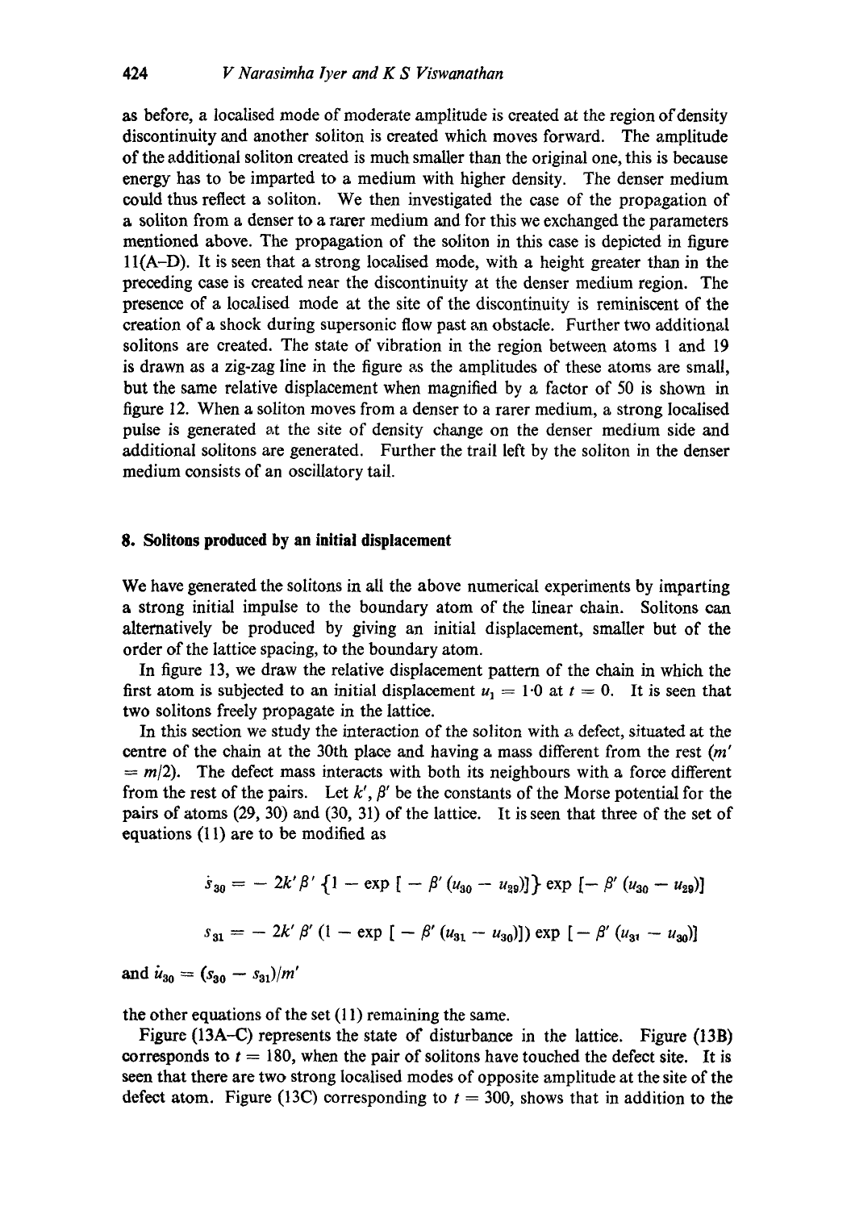as before, a localised mode of moderate amplitude is created at the region of density discontinuity and another soliton is created which moves forward. The amplitude of the additional soliton created is much smaller than the original one, this is because energy has to be imparted to a medium with higher density. The denser medium could thus reflect a soliton. We then investigated the case of the propagation of a soliton from a denser to a rarer medium and for this we exchanged the parameters mentioned above. The propagation of the soliton in this case is depicted in figure 11(A–D). It is seen that a strong localised mode, with a height greater than in the preceding case is created near the discontinuity at the denser medium region. The presence of a localised mode at the site of the discontinuity is reminiscent of the creation of a shock during supersonic flow past an obstacle. Further two additional solitons are created. The state of vibration in the region between atoms 1 and 19 is drawn as a zig-zag line in the figure as the amplitudes of these atoms are small, but the same relative displacement when magnified by a factor of 50 is shown in figure 12. When a soliton moves from a denser to a rarer medium, a strong localised pulse is generated at the site of density change on the denser medium side and additional solitons are generated. Further the trail left by the soliton in the denser medium consists of an oscillatory tail.

## 8. Solitons produced by an initial displacement

We have generated the solitons in all the above numerical experiments by imparting a strong initial impulse to the boundary atom of the linear chain. Solitons can alternatively be produced by giving an initial displacement, smaller but of the order of the lattice spacing, to the boundary atom.

In figure 13, we draw the relative displacement pattern of the chain in which the first atom is subjected to an initial displacement $u_1 = 1{\cdot}0$ at $t = 0$. It is seen that two solitons freely propagate in the lattice.

In this section we study the interaction of the soliton with a defect, situated at the centre of the chain at the 30th place and having a mass different from the rest ($m' = m/2$). The defect mass interacts with both its neighbours with a force different from the rest of the pairs. Let $k'$, $\beta'$ be the constants of the Morse potential for the pairs of atoms (29, 30) and (30, 31) of the lattice. It is seen that three of the set of equations (11) are to be modified as

$$s_{30} = -2k'\beta' \{1 - \exp[-\beta'(u_{30} - u_{29})]\} \exp[-\beta'(u_{30} - u_{29})]$$

$$s_{31} = -2k'\beta' (1 - \exp[-\beta'(u_{31} - u_{30})]) \exp[-\beta'(u_{31} - u_{30})]$$

and $\ddot{u}_{30} = (s_{30} - s_{31})/m'$

the other equations of the set (11) remaining the same.

Figure (13A–C) represents the state of disturbance in the lattice. Figure (13B) corresponds to $t = 180$, when the pair of solitons have touched the defect site. It is seen that there are two strong localised modes of opposite amplitude at the site of the defect atom. Figure (13C) corresponding to $t = 300$, shows that in addition to the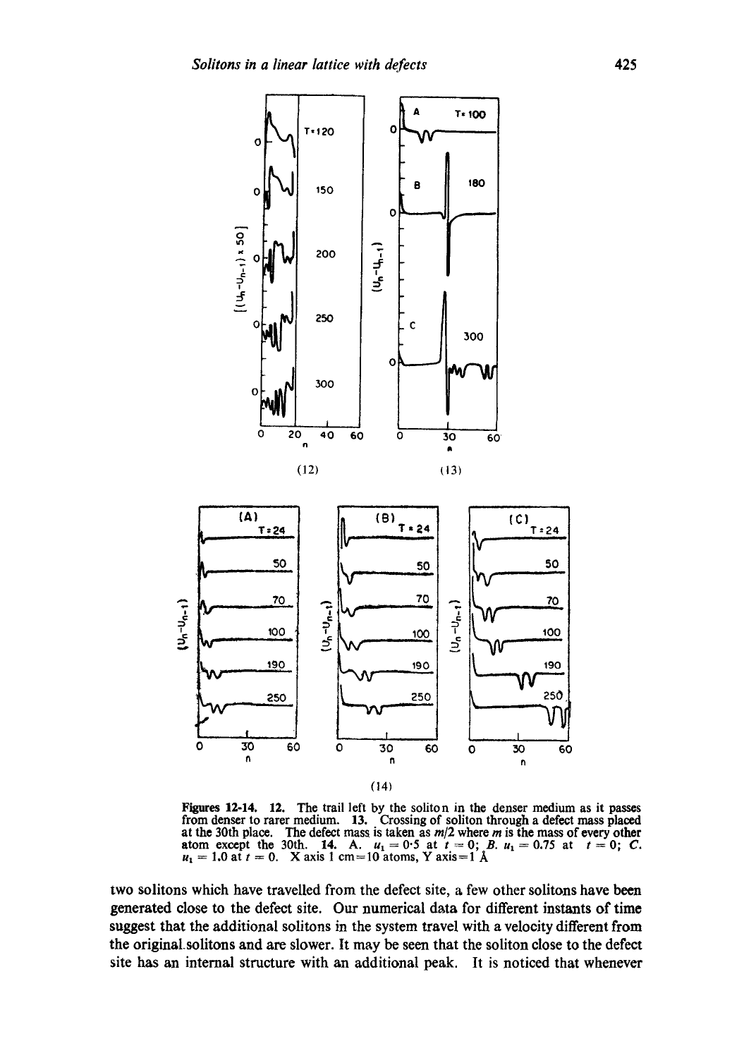Figures 12-14. **12.** The trail left by the soliton in the denser medium as it passes from denser to rarer medium. **13.** Crossing of soliton through a defect mass placed at the 30th place. The defect mass is taken as $m/2$ where $m$ is the mass of every other atom except the 30th. **14.** A. $u_1 = 0.5$ at $t = 0$; B. $u_1 = 0.75$ at $t = 0$; C. $u_1 = 1.0$ at $t = 0$. X axis 1 cm=10 atoms, Y axis=1 Å

two solitons which have travelled from the defect site, a few other solitons have been generated close to the defect site. Our numerical data for different instants of time suggest that the additional solitons in the system travel with a velocity different from the original solitons and are slower. It may be seen that the soliton close to the defect site has an internal structure with an additional peak. It is noticed that whenever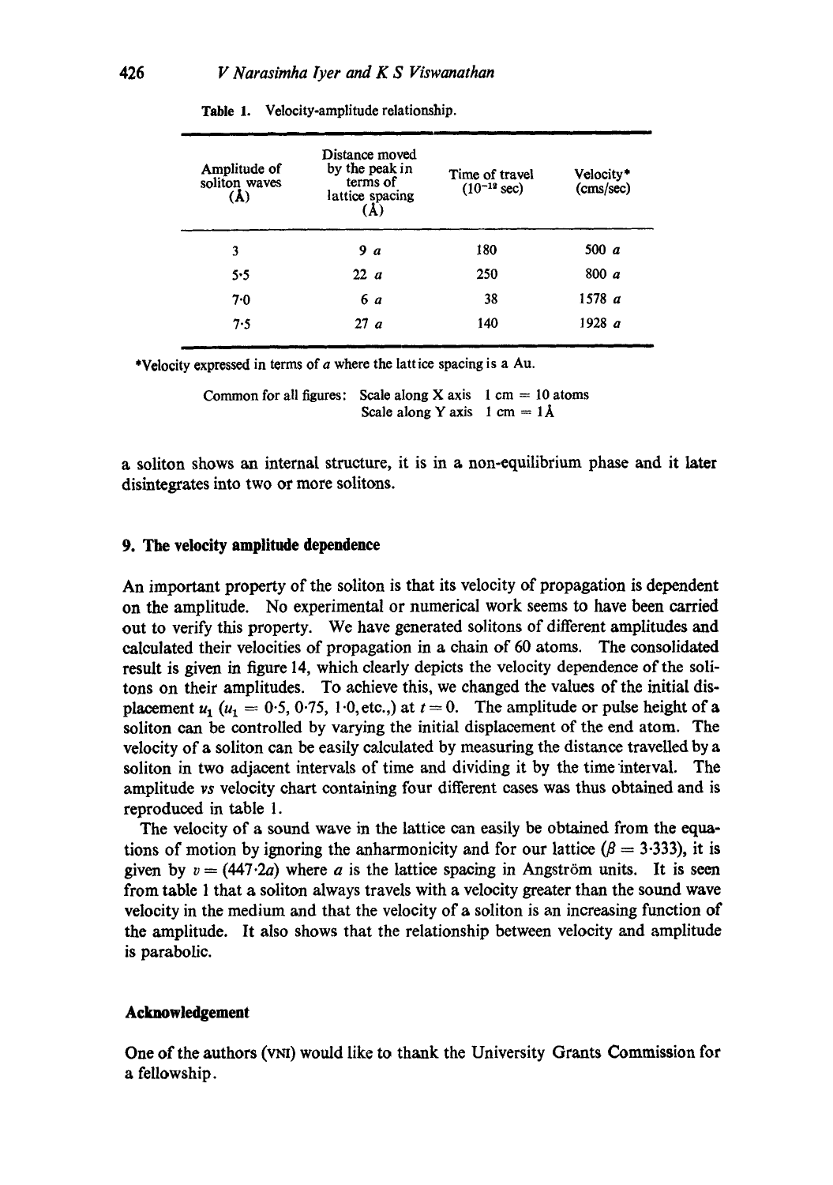**Table 1.** Velocity-amplitude relationship.

| Amplitude of soliton waves (Å) | Distance moved by the peak in terms of lattice spacing (Å) | Time of travel ($10^{-12}$ sec) | Velocity* (cms/sec) |
|---|---|---|---|
| 3 | 9 $a$ | 180 | 500 $a$ |
| 5·5 | 22 $a$ | 250 | 800 $a$ |
| 7·0 | 6 $a$ | 38 | 1578 $a$ |
| 7·5 | 27 $a$ | 140 | 1928 $a$ |

*Velocity expressed in terms of $a$ where the lattice spacing is a Au.

Common for all figures: Scale along X axis 1 cm = 10 atoms
Scale along Y axis 1 cm = 1Å

a soliton shows an internal structure, it is in a non-equilibrium phase and it later disintegrates into two or more solitons.

## 9. The velocity amplitude dependence

An important property of the soliton is that its velocity of propagation is dependent on the amplitude. No experimental or numerical work seems to have been carried out to verify this property. We have generated solitons of different amplitudes and calculated their velocities of propagation in a chain of 60 atoms. The consolidated result is given in figure 14, which clearly depicts the velocity dependence of the solitons on their amplitudes. To achieve this, we changed the values of the initial displacement $u_1$ ($u_1 = 0{\cdot}5, 0{\cdot}75, 1{\cdot}0$, etc.,) at $t = 0$. The amplitude or pulse height of a soliton can be controlled by varying the initial displacement of the end atom. The velocity of a soliton can be easily calculated by measuring the distance travelled by a soliton in two adjacent intervals of time and dividing it by the time interval. The amplitude *vs* velocity chart containing four different cases was thus obtained and is reproduced in table 1.

The velocity of a sound wave in the lattice can easily be obtained from the equations of motion by ignoring the anharmonicity and for our lattice ($\beta = 3{\cdot}333$), it is given by $v = (447{\cdot}2a)$ where $a$ is the lattice spacing in Angström units. It is seen from table 1 that a soliton always travels with a velocity greater than the sound wave velocity in the medium and that the velocity of a soliton is an increasing function of the amplitude. It also shows that the relationship between velocity and amplitude is parabolic.

### Acknowledgement

One of the authors (VNI) would like to thank the University Grants Commission for a fellowship.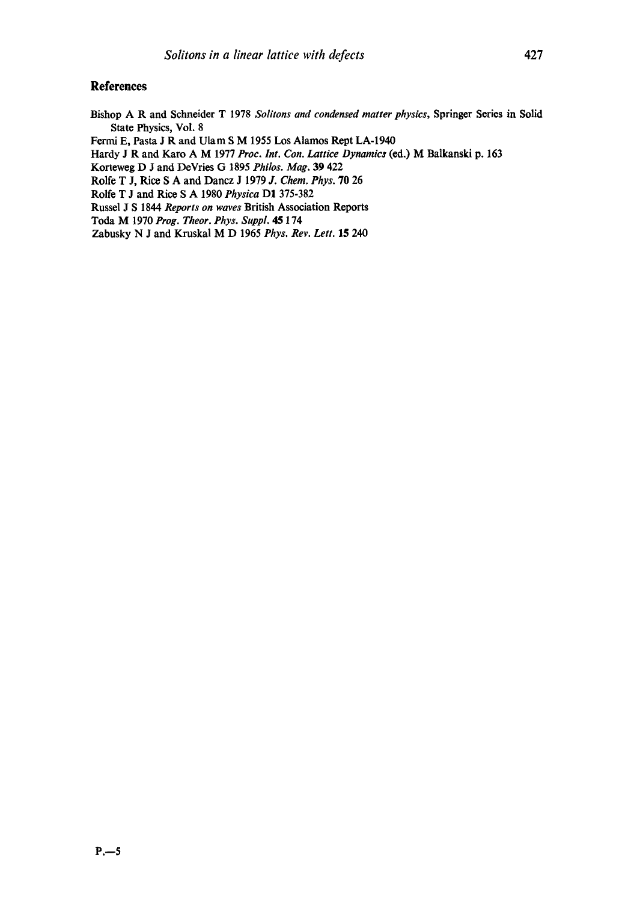## References

Bishop A R and Schneider T 1978 *Solitons and condensed matter physics*, Springer Series in Solid State Physics, Vol. 8

Fermi E, Pasta J R and Ulam S M 1955 Los Alamos Rept LA-1940

Hardy J R and Karo A M 1977 *Proc. Int. Con. Lattice Dynamics* (ed.) M Balkanski p. 163

Korteweg D J and DeVries G 1895 *Philos. Mag.* **39** 422

Rolfe T J, Rice S A and Dancz J 1979 *J. Chem. Phys.* **70** 26

Rolfe T J and Rice S A 1980 *Physica* **D1** 375-382

Russel J S 1844 *Reports on waves* British Association Reports

Toda M 1970 *Prog. Theor. Phys. Suppl.* **45** 174

Zabusky N J and Kruskal M D 1965 *Phys. Rev. Lett.* **15** 240

P.—5